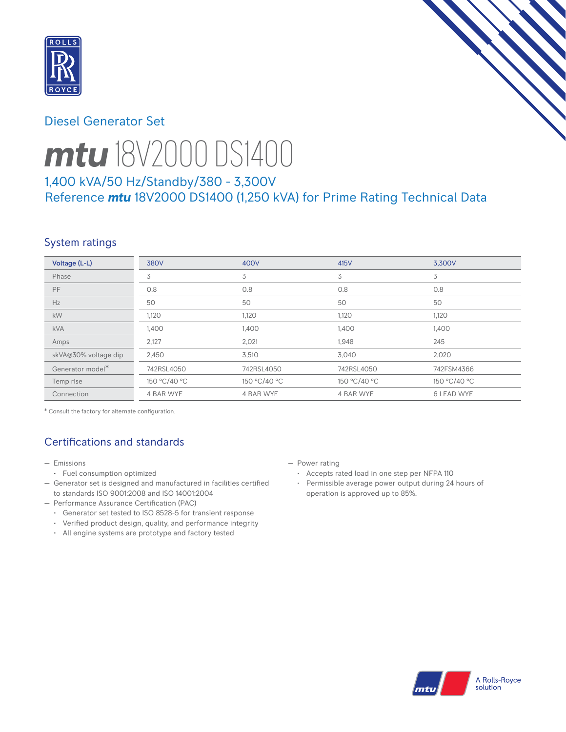Diesel Generator Set

# *mtu* 18V2000 DS1400

## 1,400 kVA/50 Hz/Standby/380 - 3,300V
## Reference *mtu* 18V2000 DS1400 (1,250 kVA) for Prime Rating Technical Data

## System ratings

| Voltage (L-L) | 380V | 400V | 415V | 3,300V |
|---|---|---|---|---|
| Phase | 3 | 3 | 3 | 3 |
| PF | 0.8 | 0.8 | 0.8 | 0.8 |
| Hz | 50 | 50 | 50 | 50 |
| kW | 1,120 | 1,120 | 1,120 | 1,120 |
| kVA | 1,400 | 1,400 | 1,400 | 1,400 |
| Amps | 2,127 | 2,021 | 1,948 | 245 |
| skVA@30% voltage dip | 2,450 | 3,510 | 3,040 | 2,020 |
| Generator model* | 742RSL4050 | 742RSL4050 | 742RSL4050 | 742FSM4366 |
| Temp rise | 150 °C/40 °C | 150 °C/40 °C | 150 °C/40 °C | 150 °C/40 °C |
| Connection | 4 BAR WYE | 4 BAR WYE | 4 BAR WYE | 6 LEAD WYE |

* Consult the factory for alternate configuration.

## Certifications and standards

- Emissions
  - Fuel consumption optimized
- Generator set is designed and manufactured in facilities certified to standards ISO 9001:2008 and ISO 14001:2004
- Performance Assurance Certification (PAC)
  - Generator set tested to ISO 8528-5 for transient response
  - Verified product design, quality, and performance integrity
  - All engine systems are prototype and factory tested
- Power rating
  - Accepts rated load in one step per NFPA 110
  - Permissible average power output during 24 hours of operation is approved up to 85%.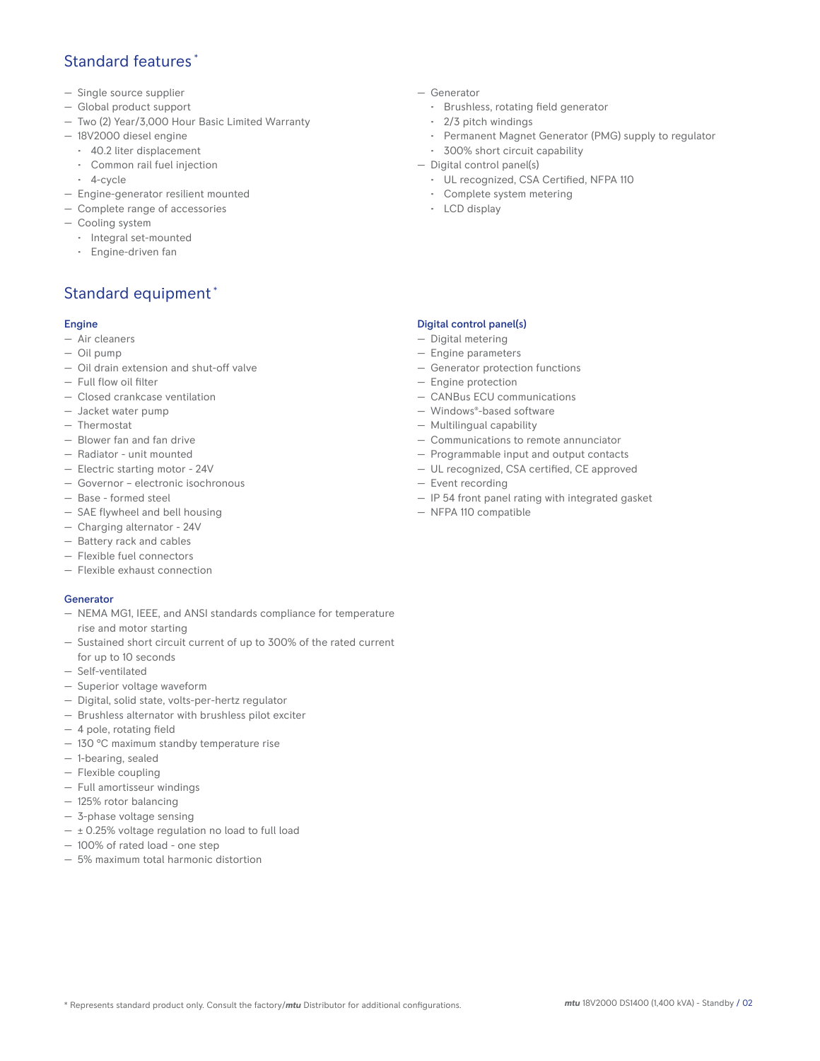## Standard features *

- Single source supplier
- Global product support
- Two (2) Year/3,000 Hour Basic Limited Warranty
- 18V2000 diesel engine
  - 40.2 liter displacement
  - Common rail fuel injection
  - 4-cycle
- Engine-generator resilient mounted
- Complete range of accessories
- Cooling system
  - Integral set-mounted
  - Engine-driven fan
- Generator
  - Brushless, rotating field generator
  - 2/3 pitch windings
  - Permanent Magnet Generator (PMG) supply to regulator
  - 300% short circuit capability
- Digital control panel(s)
  - UL recognized, CSA Certified, NFPA 110
  - Complete system metering
  - LCD display

## Standard equipment *

### Engine

- Air cleaners
- Oil pump
- Oil drain extension and shut-off valve
- Full flow oil filter
- Closed crankcase ventilation
- Jacket water pump
- Thermostat
- Blower fan and fan drive
- Radiator - unit mounted
- Electric starting motor - 24V
- Governor – electronic isochronous
- Base - formed steel
- SAE flywheel and bell housing
- Charging alternator - 24V
- Battery rack and cables
- Flexible fuel connectors
- Flexible exhaust connection

### Generator

- NEMA MG1, IEEE, and ANSI standards compliance for temperature rise and motor starting
- Sustained short circuit current of up to 300% of the rated current for up to 10 seconds
- Self-ventilated
- Superior voltage waveform
- Digital, solid state, volts-per-hertz regulator
- Brushless alternator with brushless pilot exciter
- 4 pole, rotating field
- 130 °C maximum standby temperature rise
- 1-bearing, sealed
- Flexible coupling
- Full amortisseur windings
- 125% rotor balancing
- 3-phase voltage sensing
- ± 0.25% voltage regulation no load to full load
- 100% of rated load - one step
- 5% maximum total harmonic distortion

### Digital control panel(s)

- Digital metering
- Engine parameters
- Generator protection functions
- Engine protection
- CANBus ECU communications
- Windows®-based software
- Multilingual capability
- Communications to remote annunciator
- Programmable input and output contacts
- UL recognized, CSA certified, CE approved
- Event recording
- IP 54 front panel rating with integrated gasket
- NFPA 110 compatible

* Represents standard product only. Consult the factory/*mtu* Distributor for additional configurations.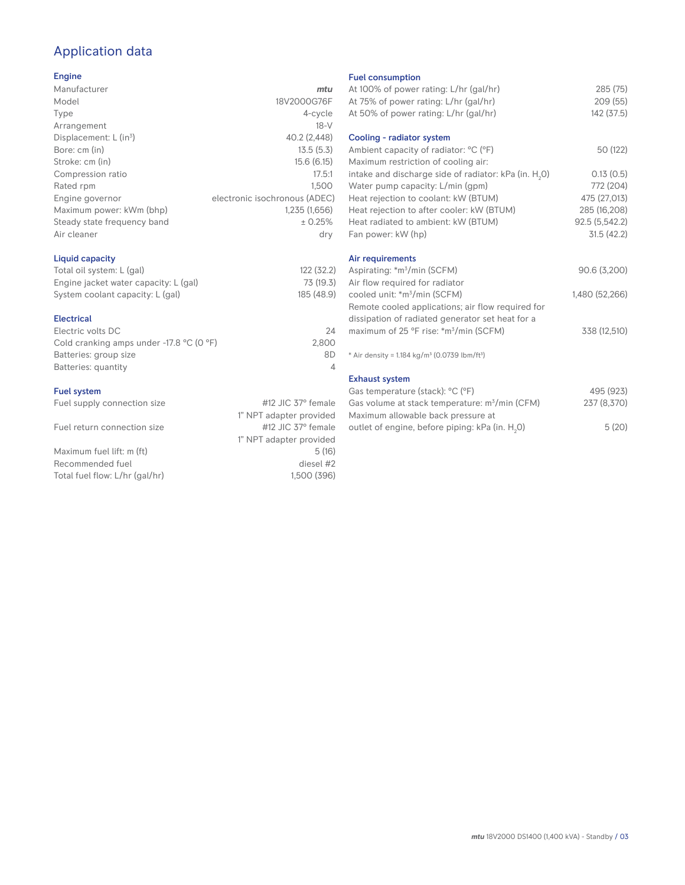# Application data

## Engine

| | |
|---|---|
| Manufacturer | *mtu* |
| Model | 18V2000G76F |
| Type | 4-cycle |
| Arrangement | 18-V |
| Displacement: L ($in^3$) | 40.2 (2,448) |
| Bore: cm (in) | 13.5 (5.3) |
| Stroke: cm (in) | 15.6 (6.15) |
| Compression ratio | 17.5:1 |
| Rated rpm | 1,500 |
| Engine governor | electronic isochronous (ADEC) |
| Maximum power: kWm (bhp) | 1,235 (1,656) |
| Steady state frequency band | ± 0.25% |
| Air cleaner | dry |

## Liquid capacity

| | |
|---|---|
| Total oil system: L (gal) | 122 (32.2) |
| Engine jacket water capacity: L (gal) | 73 (19.3) |
| System coolant capacity: L (gal) | 185 (48.9) |

## Electrical

| | |
|---|---|
| Electric volts DC | 24 |
| Cold cranking amps under -17.8 °C (0 °F) | 2,800 |
| Batteries: group size | 8D |
| Batteries: quantity | 4 |

## Fuel system

| | |
|---|---|
| Fuel supply connection size | #12 JIC 37° female 1" NPT adapter provided |
| Fuel return connection size | #12 JIC 37° female 1" NPT adapter provided |
| Maximum fuel lift: m (ft) | 5 (16) |
| Recommended fuel | diesel #2 |
| Total fuel flow: L/hr (gal/hr) | 1,500 (396) |

## Fuel consumption

| | |
|---|---|
| At 100% of power rating: L/hr (gal/hr) | 285 (75) |
| At 75% of power rating: L/hr (gal/hr) | 209 (55) |
| At 50% of power rating: L/hr (gal/hr) | 142 (37.5) |

## Cooling - radiator system

| | |
|---|---|
| Ambient capacity of radiator: °C (°F) | 50 (122) |
| Maximum restriction of cooling air: intake and discharge side of radiator: kPa (in. $H_2O$) | 0.13 (0.5) |
| Water pump capacity: L/min (gpm) | 772 (204) |
| Heat rejection to coolant: kW (BTUM) | 475 (27,013) |
| Heat rejection to after cooler: kW (BTUM) | 285 (16,208) |
| Heat radiated to ambient: kW (BTUM) | 92.5 (5,542.2) |
| Fan power: kW (hp) | 31.5 (42.2) |

## Air requirements

| | |
|---|---|
| Aspirating: *$m^3$/min (SCFM) | 90.6 (3,200) |
| Air flow required for radiator cooled unit: *$m^3$/min (SCFM) | 1,480 (52,266) |
| Remote cooled applications; air flow required for dissipation of radiated generator set heat for a maximum of 25 °F rise: *$m^3$/min (SCFM) | 338 (12,510) |

* Air density = 1.184 kg/$m^3$ (0.0739 lbm/$ft^3$)

## Exhaust system

| | |
|---|---|
| Gas temperature (stack): °C (°F) | 495 (923) |
| Gas volume at stack temperature: $m^3$/min (CFM) | 237 (8,370) |
| Maximum allowable back pressure at outlet of engine, before piping: kPa (in. $H_2O$) | 5 (20) |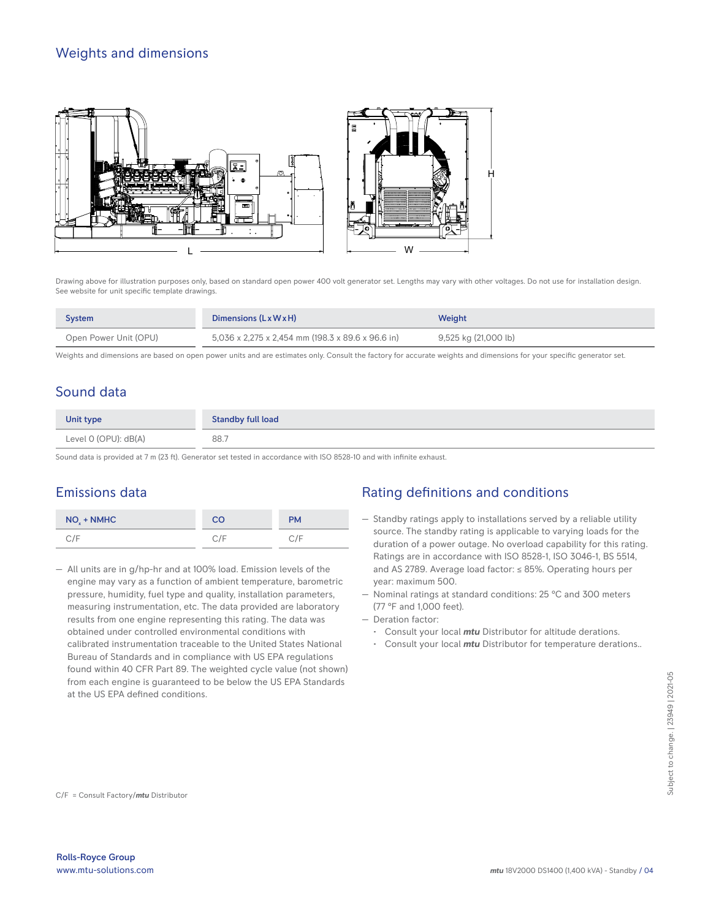## Weights and dimensions

L

W

H

Drawing above for illustration purposes only, based on standard open power 400 volt generator set. Lengths may vary with other voltages. Do not use for installation design. See website for unit specific template drawings.

| System | Dimensions (L x W x H) | Weight |
|---|---|---|
| Open Power Unit (OPU) | 5,036 x 2,275 x 2,454 mm (198.3 x 89.6 x 96.6 in) | 9,525 kg (21,000 lb) |

Weights and dimensions are based on open power units and are estimates only. Consult the factory for accurate weights and dimensions for your specific generator set.

## Sound data

| Unit type | Standby full load |
|---|---|
| Level 0 (OPU): dB(A) | 88.7 |

Sound data is provided at 7 m (23 ft). Generator set tested in accordance with ISO 8528-10 and with infinite exhaust.

## Emissions data

| $NO_x$ + NMHC | CO | PM |
|---|---|---|
| C/F | C/F | C/F |

- All units are in g/hp-hr and at 100% load. Emission levels of the engine may vary as a function of ambient temperature, barometric pressure, humidity, fuel type and quality, installation parameters, measuring instrumentation, etc. The data provided are laboratory results from one engine representing this rating. The data was obtained under controlled environmental conditions with calibrated instrumentation traceable to the United States National Bureau of Standards and in compliance with US EPA regulations found within 40 CFR Part 89. The weighted cycle value (not shown) from each engine is guaranteed to be below the US EPA Standards at the US EPA defined conditions.

C/F = Consult Factory/***mtu*** Distributor

## Rating definitions and conditions

- Standby ratings apply to installations served by a reliable utility source. The standby rating is applicable to varying loads for the duration of a power outage. No overload capability for this rating. Ratings are in accordance with ISO 8528-1, ISO 3046-1, BS 5514, and AS 2789. Average load factor: ≤ 85%. Operating hours per year: maximum 500.
- Nominal ratings at standard conditions: 25 °C and 300 meters (77 °F and 1,000 feet).
- Deration factor:
  - Consult your local ***mtu*** Distributor for altitude derations.
  - Consult your local ***mtu*** Distributor for temperature derations..

Subject to change. | 23949 | 2021-05

Rolls-Royce Group
www.mtu-solutions.com